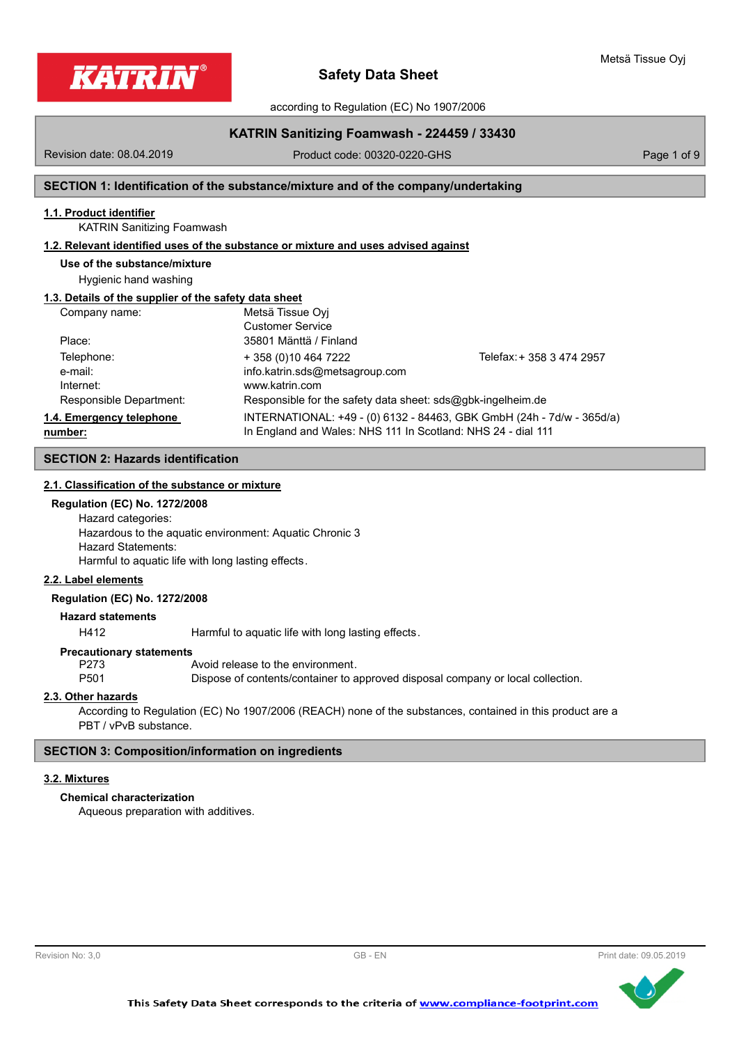# Safety Data Sheet

according to Regulation (EC) No 1907/2006

## KATRIN Sanitizing Foamwash - 224459 / 33430

Revision date: 08.04.2019 | Product code: 00320-0220-GHS

## SECTION 1: Identification of the substance/mixture and of the company/undertaking

### 1.1. Product identifier

KATRIN Sanitizing Foamwash

### 1.2. Relevant identified uses of the substance or mixture and uses advised against

**Use of the substance/mixture**

Hygienic hand washing

### 1.3. Details of the supplier of the safety data sheet

| | | |
|---|---|---|
| Company name: | Metsä Tissue Oyj<br>Customer Service | |
| Place: | 35801 Mänttä / Finland | |
| Telephone: | + 358 (0)10 464 7222 | Telefax: + 358 3 474 2957 |
| e-mail: | info.katrin.sds@metsagroup.com | |
| Internet: | www.katrin.com | |
| Responsible Department: | Responsible for the safety data sheet: sds@gbk-ingelheim.de | |

### 1.4. Emergency telephone number:

INTERNATIONAL: +49 - (0) 6132 - 84463, GBK GmbH (24h - 7d/w - 365d/a)
In England and Wales: NHS 111 In Scotland: NHS 24 - dial 111

## SECTION 2: Hazards identification

### 2.1. Classification of the substance or mixture

**Regulation (EC) No. 1272/2008**

Hazard categories:
Hazardous to the aquatic environment: Aquatic Chronic 3
Hazard Statements:
Harmful to aquatic life with long lasting effects.

### 2.2. Label elements

**Regulation (EC) No. 1272/2008**

**Hazard statements**

| | |
|---|---|
| H412 | Harmful to aquatic life with long lasting effects. |

**Precautionary statements**

| | |
|---|---|
| P273 | Avoid release to the environment. |
| P501 | Dispose of contents/container to approved disposal company or local collection. |

### 2.3. Other hazards

According to Regulation (EC) No 1907/2006 (REACH) none of the substances, contained in this product are a PBT / vPvB substance.

## SECTION 3: Composition/information on ingredients

### 3.2. Mixtures

**Chemical characterization**

Aqueous preparation with additives.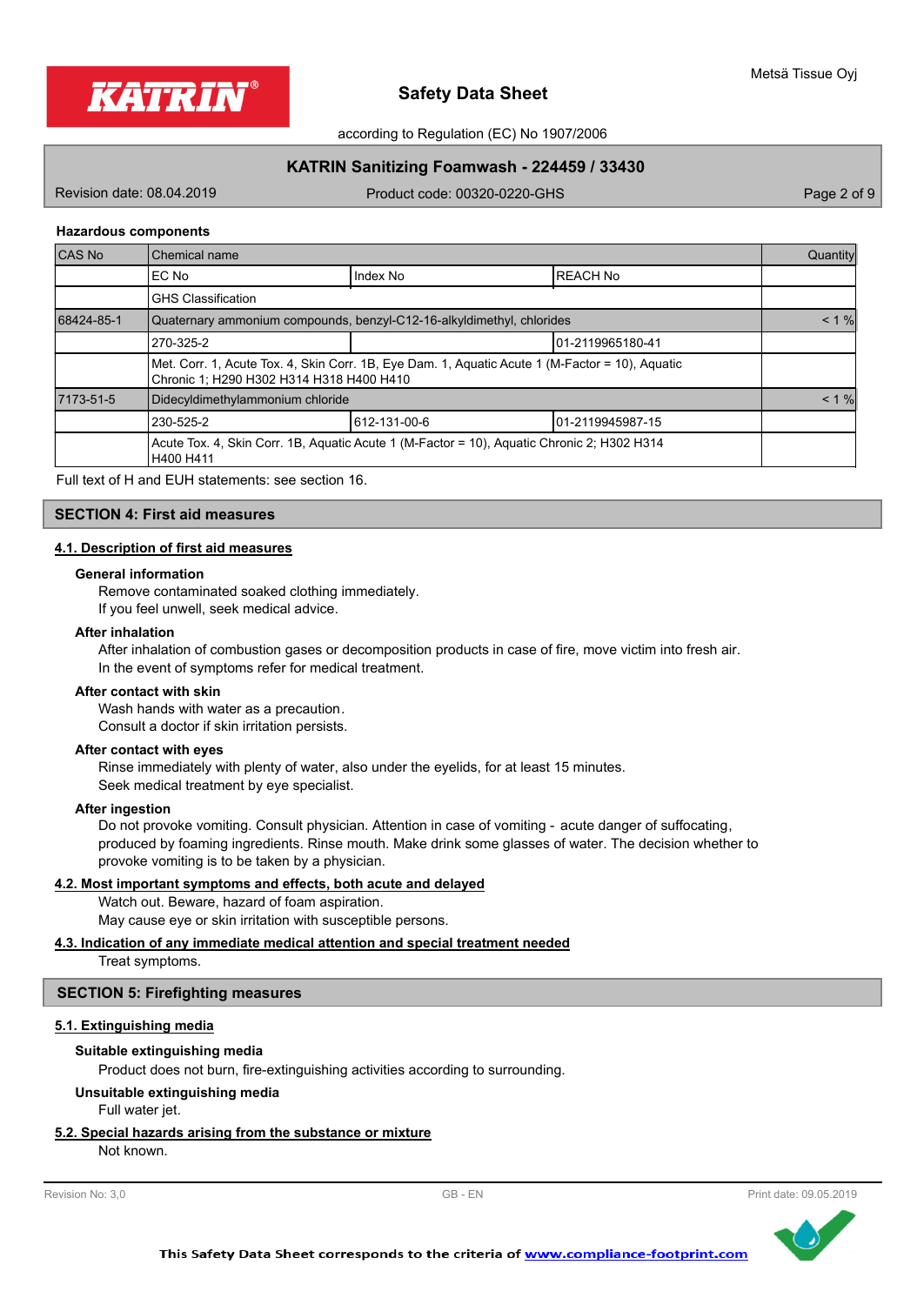### Hazardous components

| CAS No | Chemical name | | | Quantity |
|---|---|---|---|---|
| | EC No | Index No | REACH No | |
| | GHS Classification | | | |
| 68424-85-1 | Quaternary ammonium compounds, benzyl-C12-16-alkyldimethyl, chlorides | | | < 1 % |
| | 270-325-2 | | 01-2119965180-41 | |
| | Met. Corr. 1, Acute Tox. 4, Skin Corr. 1B, Eye Dam. 1, Aquatic Acute 1 (M-Factor = 10), Aquatic Chronic 1; H290 H302 H314 H318 H400 H410 | | | |
| 7173-51-5 | Didecyldimethylammonium chloride | | | < 1 % |
| | 230-525-2 | 612-131-00-6 | 01-2119945987-15 | |
| | Acute Tox. 4, Skin Corr. 1B, Aquatic Acute 1 (M-Factor = 10), Aquatic Chronic 2; H302 H314 H400 H411 | | | |

Full text of H and EUH statements: see section 16.

## SECTION 4: First aid measures

### 4.1. Description of first aid measures

**General information**

Remove contaminated soaked clothing immediately.
If you feel unwell, seek medical advice.

**After inhalation**

After inhalation of combustion gases or decomposition products in case of fire, move victim into fresh air.
In the event of symptoms refer for medical treatment.

**After contact with skin**

Wash hands with water as a precaution.
Consult a doctor if skin irritation persists.

**After contact with eyes**

Rinse immediately with plenty of water, also under the eyelids, for at least 15 minutes.
Seek medical treatment by eye specialist.

**After ingestion**

Do not provoke vomiting. Consult physician. Attention in case of vomiting - acute danger of suffocating, produced by foaming ingredients. Rinse mouth. Make drink some glasses of water. The decision whether to provoke vomiting is to be taken by a physician.

### 4.2. Most important symptoms and effects, both acute and delayed

Watch out. Beware, hazard of foam aspiration.
May cause eye or skin irritation with susceptible persons.

### 4.3. Indication of any immediate medical attention and special treatment needed

Treat symptoms.

## SECTION 5: Firefighting measures

### 5.1. Extinguishing media

**Suitable extinguishing media**

Product does not burn, fire-extinguishing activities according to surrounding.

**Unsuitable extinguishing media**

Full water jet.

### 5.2. Special hazards arising from the substance or mixture

Not known.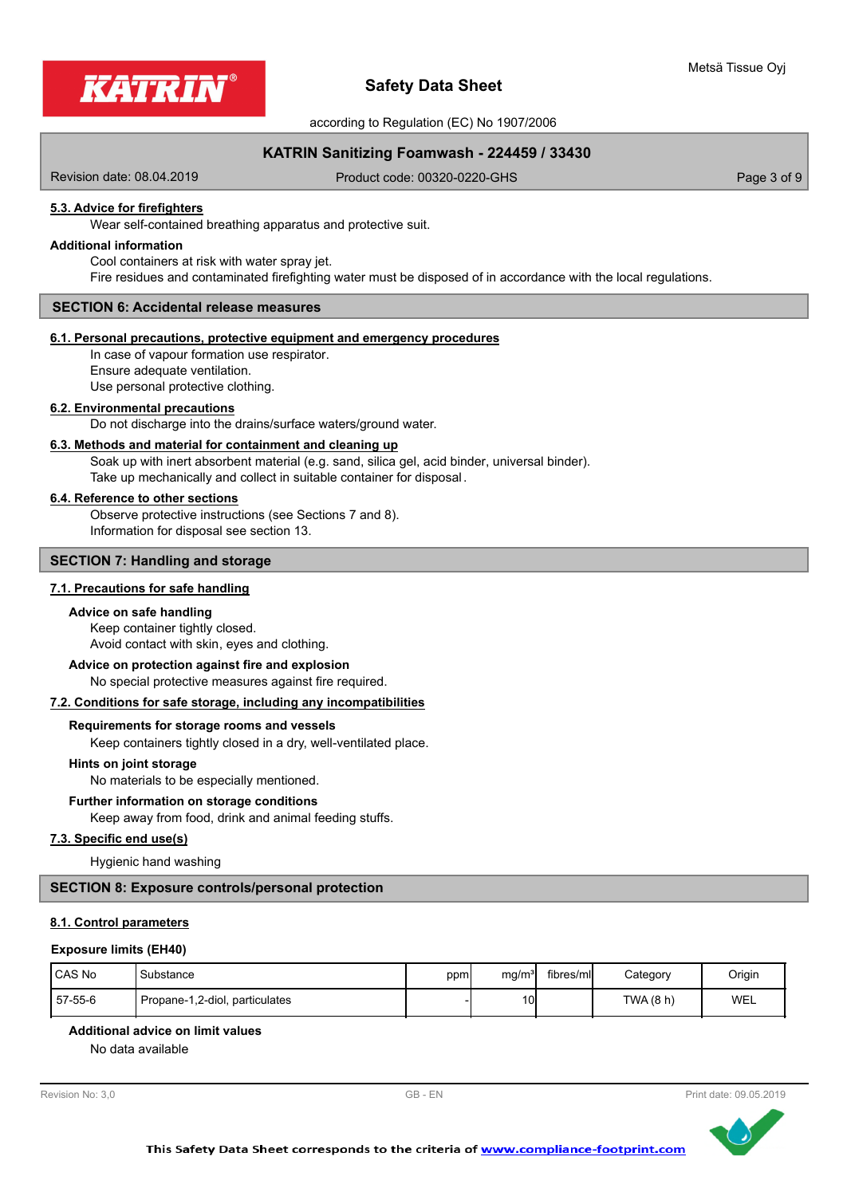### 5.3. Advice for firefighters

Wear self-contained breathing apparatus and protective suit.

**Additional information**

Cool containers at risk with water spray jet.
Fire residues and contaminated firefighting water must be disposed of in accordance with the local regulations.

## SECTION 6: Accidental release measures

### 6.1. Personal precautions, protective equipment and emergency procedures

In case of vapour formation use respirator.
Ensure adequate ventilation.
Use personal protective clothing.

### 6.2. Environmental precautions

Do not discharge into the drains/surface waters/ground water.

### 6.3. Methods and material for containment and cleaning up

Soak up with inert absorbent material (e.g. sand, silica gel, acid binder, universal binder).
Take up mechanically and collect in suitable container for disposal.

### 6.4. Reference to other sections

Observe protective instructions (see Sections 7 and 8).
Information for disposal see section 13.

## SECTION 7: Handling and storage

### 7.1. Precautions for safe handling

**Advice on safe handling**

Keep container tightly closed.
Avoid contact with skin, eyes and clothing.

**Advice on protection against fire and explosion**

No special protective measures against fire required.

### 7.2. Conditions for safe storage, including any incompatibilities

**Requirements for storage rooms and vessels**

Keep containers tightly closed in a dry, well-ventilated place.

**Hints on joint storage**

No materials to be especially mentioned.

**Further information on storage conditions**

Keep away from food, drink and animal feeding stuffs.

### 7.3. Specific end use(s)

Hygienic hand washing

## SECTION 8: Exposure controls/personal protection

### 8.1. Control parameters

**Exposure limits (EH40)**

| CAS No | Substance | ppm | mg/m³ | fibres/ml | Category | Origin |
|---|---|---|---|---|---|---|
| 57-55-6 | Propane-1,2-diol, particulates | - | 10 | | TWA (8 h) | WEL |

**Additional advice on limit values**

No data available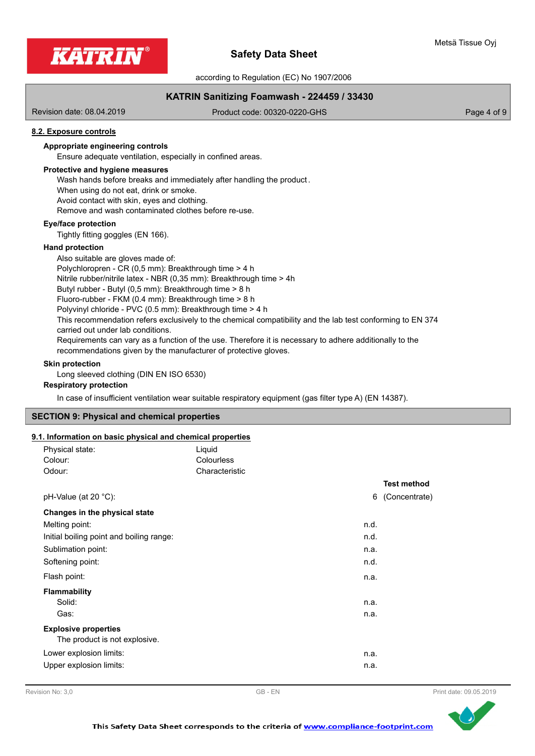### 8.2. Exposure controls

**Appropriate engineering controls**

Ensure adequate ventilation, especially in confined areas.

**Protective and hygiene measures**

Wash hands before breaks and immediately after handling the product.
When using do not eat, drink or smoke.
Avoid contact with skin, eyes and clothing.
Remove and wash contaminated clothes before re-use.

**Eye/face protection**

Tightly fitting goggles (EN 166).

**Hand protection**

Also suitable are gloves made of:
Polychloropren - CR (0,5 mm): Breakthrough time > 4 h
Nitrile rubber/nitrile latex - NBR (0,35 mm): Breakthrough time > 4h
Butyl rubber - Butyl (0,5 mm): Breakthrough time > 8 h
Fluoro-rubber - FKM (0.4 mm): Breakthrough time > 8 h
Polyvinyl chloride - PVC (0.5 mm): Breakthrough time > 4 h
This recommendation refers exclusively to the chemical compatibility and the lab test conforming to EN 374 carried out under lab conditions.
Requirements can vary as a function of the use. Therefore it is necessary to adhere additionally to the recommendations given by the manufacturer of protective gloves.

**Skin protection**

Long sleeved clothing (DIN EN ISO 6530)

**Respiratory protection**

In case of insufficient ventilation wear suitable respiratory equipment (gas filter type A) (EN 14387).

## SECTION 9: Physical and chemical properties

### 9.1. Information on basic physical and chemical properties

| | | | |
|---|---|---|---|
| Physical state: | Liquid | | |
| Colour: | Colourless | | |
| Odour: | Characteristic | | |
| | | | **Test method** |
| pH-Value (at 20 °C): | | 6 | (Concentrate) |
| **Changes in the physical state** | | | |
| Melting point: | | n.d. | |
| Initial boiling point and boiling range: | | n.d. | |
| Sublimation point: | | n.a. | |
| Softening point: | | n.d. | |
| Flash point: | | n.a. | |
| **Flammability** | | | |
| Solid: | | n.a. | |
| Gas: | | n.a. | |

**Explosive properties**

The product is not explosive.

| | | |
|---|---|---|
| Lower explosion limits: | n.a. | |
| Upper explosion limits: | n.a. | |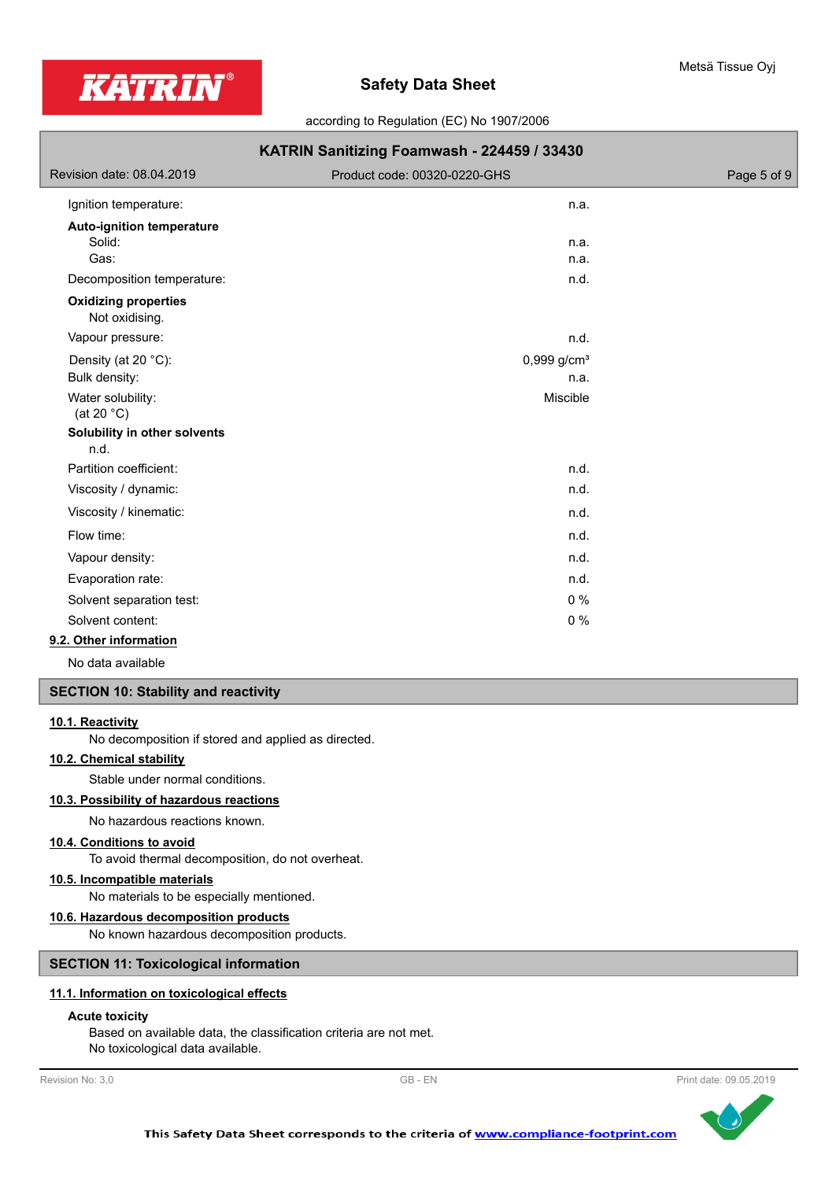| | |
|---|---|
| Ignition temperature: | n.a. |
| **Auto-ignition temperature** | |
| Solid: | n.a. |
| Gas: | n.a. |
| Decomposition temperature: | n.d. |
| **Oxidizing properties** | |
| Not oxidising. | |
| Vapour pressure: | n.d. |
| Density (at 20 °C): | 0,999 g/cm³ |
| Bulk density: | n.a. |
| Water solubility: (at 20 °C) | Miscible |
| **Solubility in other solvents** | |
| n.d. | |
| Partition coefficient: | n.d. |
| Viscosity / dynamic: | n.d. |
| Viscosity / kinematic: | n.d. |
| Flow time: | n.d. |
| Vapour density: | n.d. |
| Evaporation rate: | n.d. |
| Solvent separation test: | 0 % |
| Solvent content: | 0 % |

### 9.2. Other information

No data available

## SECTION 10: Stability and reactivity

### 10.1. Reactivity

No decomposition if stored and applied as directed.

### 10.2. Chemical stability

Stable under normal conditions.

### 10.3. Possibility of hazardous reactions

No hazardous reactions known.

### 10.4. Conditions to avoid

To avoid thermal decomposition, do not overheat.

### 10.5. Incompatible materials

No materials to be especially mentioned.

### 10.6. Hazardous decomposition products

No known hazardous decomposition products.

## SECTION 11: Toxicological information

### 11.1. Information on toxicological effects

**Acute toxicity**

Based on available data, the classification criteria are not met.
No toxicological data available.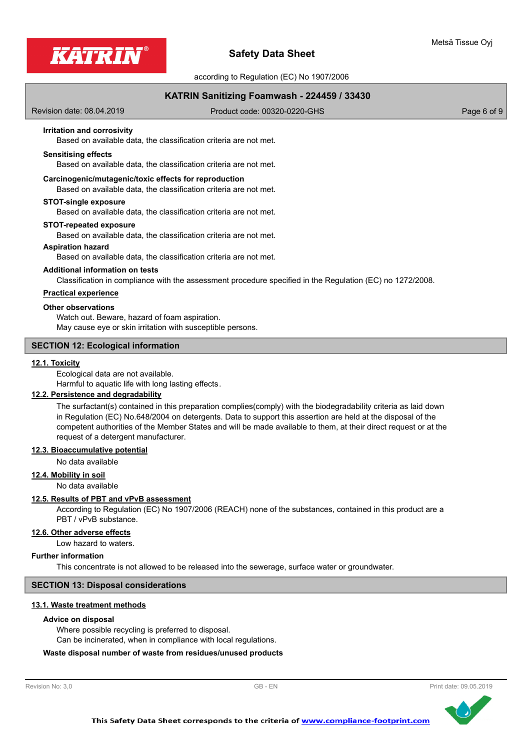**Irritation and corrosivity**

Based on available data, the classification criteria are not met.

**Sensitising effects**

Based on available data, the classification criteria are not met.

**Carcinogenic/mutagenic/toxic effects for reproduction**

Based on available data, the classification criteria are not met.

**STOT-single exposure**

Based on available data, the classification criteria are not met.

**STOT-repeated exposure**

Based on available data, the classification criteria are not met.

**Aspiration hazard**

Based on available data, the classification criteria are not met.

**Additional information on tests**

Classification in compliance with the assessment procedure specified in the Regulation (EC) no 1272/2008.

**Practical experience**

**Other observations**

Watch out. Beware, hazard of foam aspiration.
May cause eye or skin irritation with susceptible persons.

## SECTION 12: Ecological information

### 12.1. Toxicity

Ecological data are not available.
Harmful to aquatic life with long lasting effects.

### 12.2. Persistence and degradability

The surfactant(s) contained in this preparation complies(comply) with the biodegradability criteria as laid down in Regulation (EC) No.648/2004 on detergents. Data to support this assertion are held at the disposal of the competent authorities of the Member States and will be made available to them, at their direct request or at the request of a detergent manufacturer.

### 12.3. Bioaccumulative potential

No data available

### 12.4. Mobility in soil

No data available

### 12.5. Results of PBT and vPvB assessment

According to Regulation (EC) No 1907/2006 (REACH) none of the substances, contained in this product are a PBT / vPvB substance.

### 12.6. Other adverse effects

Low hazard to waters.

**Further information**

This concentrate is not allowed to be released into the sewerage, surface water or groundwater.

## SECTION 13: Disposal considerations

### 13.1. Waste treatment methods

**Advice on disposal**

Where possible recycling is preferred to disposal.
Can be incinerated, when in compliance with local regulations.

**Waste disposal number of waste from residues/unused products**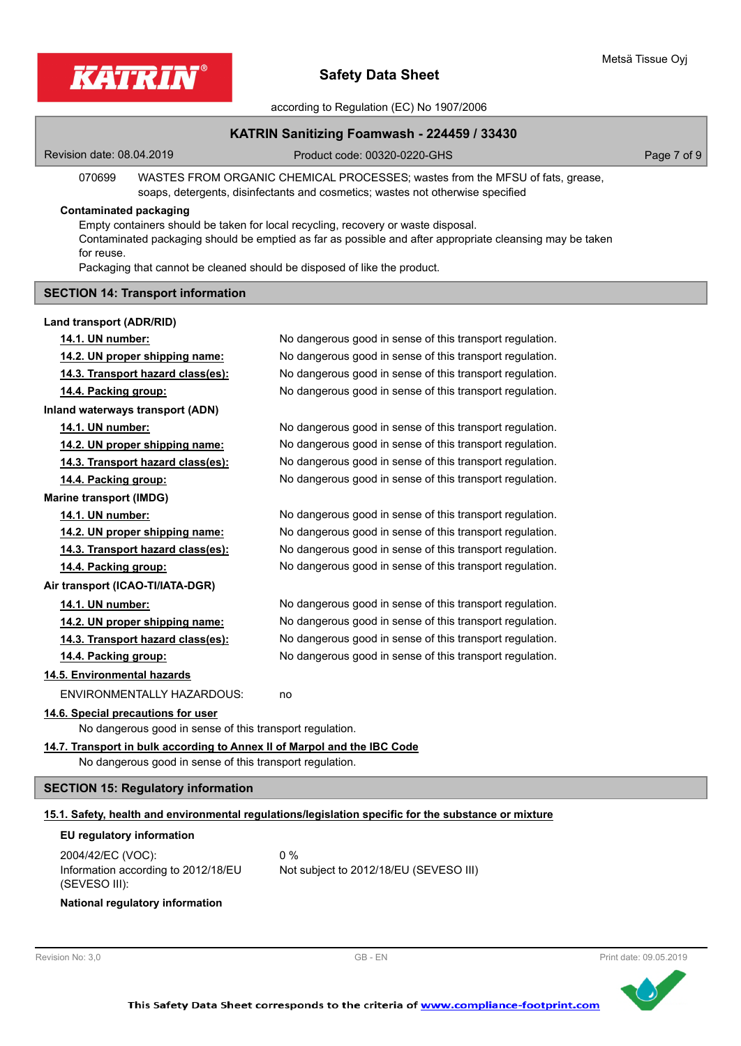070699 WASTES FROM ORGANIC CHEMICAL PROCESSES; wastes from the MFSU of fats, grease, soaps, detergents, disinfectants and cosmetics; wastes not otherwise specified

**Contaminated packaging**

Empty containers should be taken for local recycling, recovery or waste disposal.
Contaminated packaging should be emptied as far as possible and after appropriate cleansing may be taken for reuse.
Packaging that cannot be cleaned should be disposed of like the product.

## SECTION 14: Transport information

**Land transport (ADR/RID)**

| | |
|---|---|
| **14.1. UN number:** | No dangerous good in sense of this transport regulation. |
| **14.2. UN proper shipping name:** | No dangerous good in sense of this transport regulation. |
| **14.3. Transport hazard class(es):** | No dangerous good in sense of this transport regulation. |
| **14.4. Packing group:** | No dangerous good in sense of this transport regulation. |

**Inland waterways transport (ADN)**

| | |
|---|---|
| **14.1. UN number:** | No dangerous good in sense of this transport regulation. |
| **14.2. UN proper shipping name:** | No dangerous good in sense of this transport regulation. |
| **14.3. Transport hazard class(es):** | No dangerous good in sense of this transport regulation. |
| **14.4. Packing group:** | No dangerous good in sense of this transport regulation. |

**Marine transport (IMDG)**

| | |
|---|---|
| **14.1. UN number:** | No dangerous good in sense of this transport regulation. |
| **14.2. UN proper shipping name:** | No dangerous good in sense of this transport regulation. |
| **14.3. Transport hazard class(es):** | No dangerous good in sense of this transport regulation. |
| **14.4. Packing group:** | No dangerous good in sense of this transport regulation. |

**Air transport (ICAO-TI/IATA-DGR)**

| | |
|---|---|
| **14.1. UN number:** | No dangerous good in sense of this transport regulation. |
| **14.2. UN proper shipping name:** | No dangerous good in sense of this transport regulation. |
| **14.3. Transport hazard class(es):** | No dangerous good in sense of this transport regulation. |
| **14.4. Packing group:** | No dangerous good in sense of this transport regulation. |

**14.5. Environmental hazards**

ENVIRONMENTALLY HAZARDOUS: no

**14.6. Special precautions for user**

No dangerous good in sense of this transport regulation.

**14.7. Transport in bulk according to Annex II of Marpol and the IBC Code**

No dangerous good in sense of this transport regulation.

## SECTION 15: Regulatory information

**15.1. Safety, health and environmental regulations/legislation specific for the substance or mixture**

**EU regulatory information**

| | |
|---|---|
| 2004/42/EC (VOC): | 0 % |
| Information according to 2012/18/EU (SEVESO III): | Not subject to 2012/18/EU (SEVESO III) |

**National regulatory information**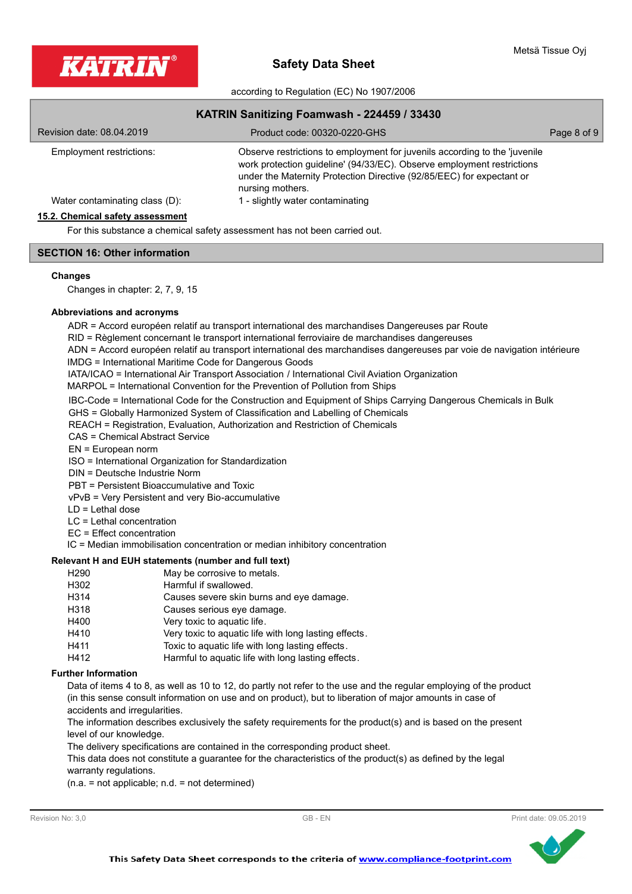| | |
|---|---|
| Employment restrictions: | Observe restrictions to employment for juvenils according to the 'juvenile work protection guideline' (94/33/EC). Observe employment restrictions under the Maternity Protection Directive (92/85/EEC) for expectant or nursing mothers. |
| Water contaminating class (D): | 1 - slightly water contaminating |

### 15.2. Chemical safety assessment

For this substance a chemical safety assessment has not been carried out.

## SECTION 16: Other information

**Changes**

Changes in chapter: 2, 7, 9, 15

**Abbreviations and acronyms**

ADR = Accord européen relatif au transport international des marchandises Dangereuses par Route
RID = Règlement concernant le transport international ferroviaire de marchandises dangereuses
ADN = Accord européen relatif au transport international des marchandises dangereuses par voie de navigation intérieure
IMDG = International Maritime Code for Dangerous Goods
IATA/ICAO = International Air Transport Association / International Civil Aviation Organization
MARPOL = International Convention for the Prevention of Pollution from Ships
IBC-Code = International Code for the Construction and Equipment of Ships Carrying Dangerous Chemicals in Bulk
GHS = Globally Harmonized System of Classification and Labelling of Chemicals
REACH = Registration, Evaluation, Authorization and Restriction of Chemicals
CAS = Chemical Abstract Service
EN = European norm
ISO = International Organization for Standardization
DIN = Deutsche Industrie Norm
PBT = Persistent Bioaccumulative and Toxic
vPvB = Very Persistent and very Bio-accumulative
LD = Lethal dose
LC = Lethal concentration
EC = Effect concentration
IC = Median immobilisation concentration or median inhibitory concentration

**Relevant H and EUH statements (number and full text)**

| | |
|---|---|
| H290 | May be corrosive to metals. |
| H302 | Harmful if swallowed. |
| H314 | Causes severe skin burns and eye damage. |
| H318 | Causes serious eye damage. |
| H400 | Very toxic to aquatic life. |
| H410 | Very toxic to aquatic life with long lasting effects. |
| H411 | Toxic to aquatic life with long lasting effects. |
| H412 | Harmful to aquatic life with long lasting effects. |

**Further Information**

Data of items 4 to 8, as well as 10 to 12, do partly not refer to the use and the regular employing of the product (in this sense consult information on use and on product), but to liberation of major amounts in case of accidents and irregularities.
The information describes exclusively the safety requirements for the product(s) and is based on the present level of our knowledge.
The delivery specifications are contained in the corresponding product sheet.
This data does not constitute a guarantee for the characteristics of the product(s) as defined by the legal warranty regulations.
(n.a. = not applicable; n.d. = not determined)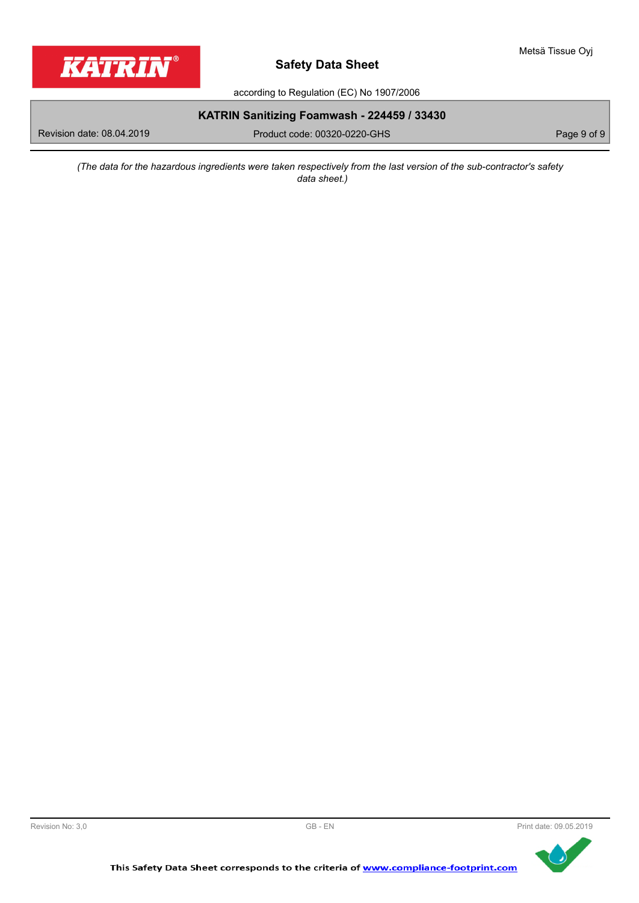*(The data for the hazardous ingredients were taken respectively from the last version of the sub-contractor's safety data sheet.)*